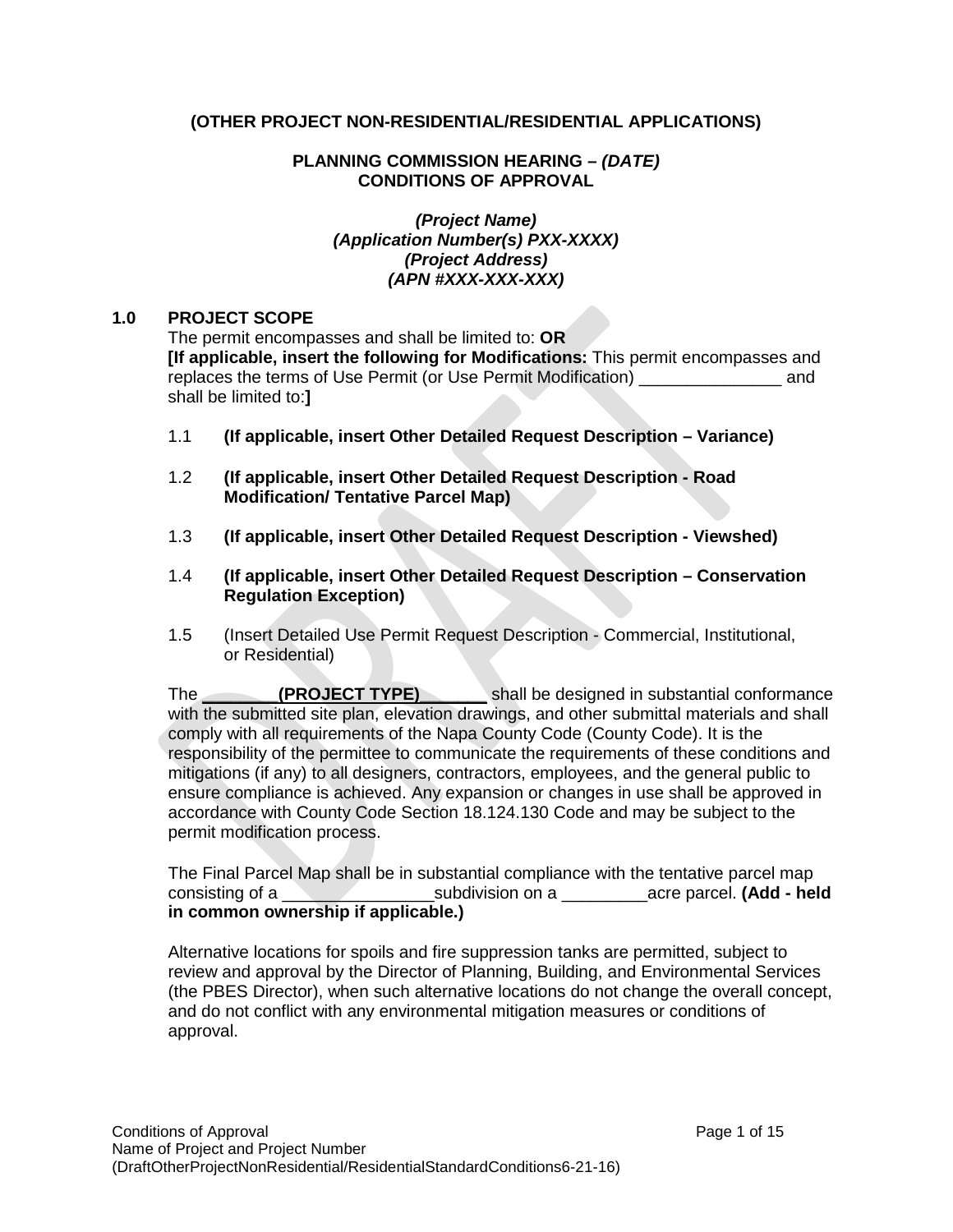**(OTHER PROJECT NON-RESIDENTIAL/RESIDENTIAL APPLICATIONS)**

**PLANNING COMMISSION HEARING – *(DATE)***
**CONDITIONS OF APPROVAL**

***(Project Name)***
***(Application Number(s) PXX-XXXX)***
***(Project Address)***
***(APN #XXX-XXX-XXX)***

## 1.0 PROJECT SCOPE

The permit encompasses and shall be limited to: **OR**
**[If applicable, insert the following for Modifications:** This permit encompasses and replaces the terms of Use Permit (or Use Permit Modification) _______________ and shall be limited to:**]**

1.1 **(If applicable, insert Other Detailed Request Description – Variance)**

1.2 **(If applicable, insert Other Detailed Request Description - Road Modification/ Tentative Parcel Map)**

1.3 **(If applicable, insert Other Detailed Request Description - Viewshed)**

1.4 **(If applicable, insert Other Detailed Request Description – Conservation Regulation Exception)**

1.5 (Insert Detailed Use Permit Request Description - Commercial, Institutional, or Residential)

The **________(PROJECT TYPE)_______** shall be designed in substantial conformance with the submitted site plan, elevation drawings, and other submittal materials and shall comply with all requirements of the Napa County Code (County Code). It is the responsibility of the permittee to communicate the requirements of these conditions and mitigations (if any) to all designers, contractors, employees, and the general public to ensure compliance is achieved. Any expansion or changes in use shall be approved in accordance with County Code Section 18.124.130 Code and may be subject to the permit modification process.

The Final Parcel Map shall be in substantial compliance with the tentative parcel map consisting of a ________________subdivision on a _________acre parcel. **(Add - held in common ownership if applicable.)**

Alternative locations for spoils and fire suppression tanks are permitted, subject to review and approval by the Director of Planning, Building, and Environmental Services (the PBES Director), when such alternative locations do not change the overall concept, and do not conflict with any environmental mitigation measures or conditions of approval.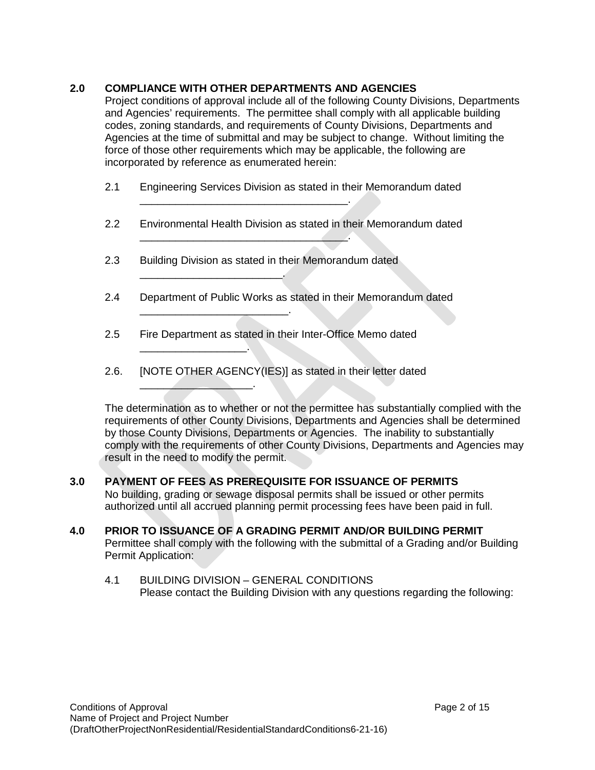## 2.0 COMPLIANCE WITH OTHER DEPARTMENTS AND AGENCIES

Project conditions of approval include all of the following County Divisions, Departments and Agencies' requirements. The permittee shall comply with all applicable building codes, zoning standards, and requirements of County Divisions, Departments and Agencies at the time of submittal and may be subject to change. Without limiting the force of those other requirements which may be applicable, the following are incorporated by reference as enumerated herein:

2.1 Engineering Services Division as stated in their Memorandum dated ___________________________________.

2.2 Environmental Health Division as stated in their Memorandum dated ___________________________________.

2.3 Building Division as stated in their Memorandum dated ________________________.

2.4 Department of Public Works as stated in their Memorandum dated _________________________.

2.5 Fire Department as stated in their Inter-Office Memo dated __________________.

2.6. [NOTE OTHER AGENCY(IES)] as stated in their letter dated ___________________.

The determination as to whether or not the permittee has substantially complied with the requirements of other County Divisions, Departments and Agencies shall be determined by those County Divisions, Departments or Agencies. The inability to substantially comply with the requirements of other County Divisions, Departments and Agencies may result in the need to modify the permit.

## 3.0 PAYMENT OF FEES AS PREREQUISITE FOR ISSUANCE OF PERMITS

No building, grading or sewage disposal permits shall be issued or other permits authorized until all accrued planning permit processing fees have been paid in full.

## 4.0 PRIOR TO ISSUANCE OF A GRADING PERMIT AND/OR BUILDING PERMIT

Permittee shall comply with the following with the submittal of a Grading and/or Building Permit Application:

4.1 BUILDING DIVISION – GENERAL CONDITIONS
Please contact the Building Division with any questions regarding the following: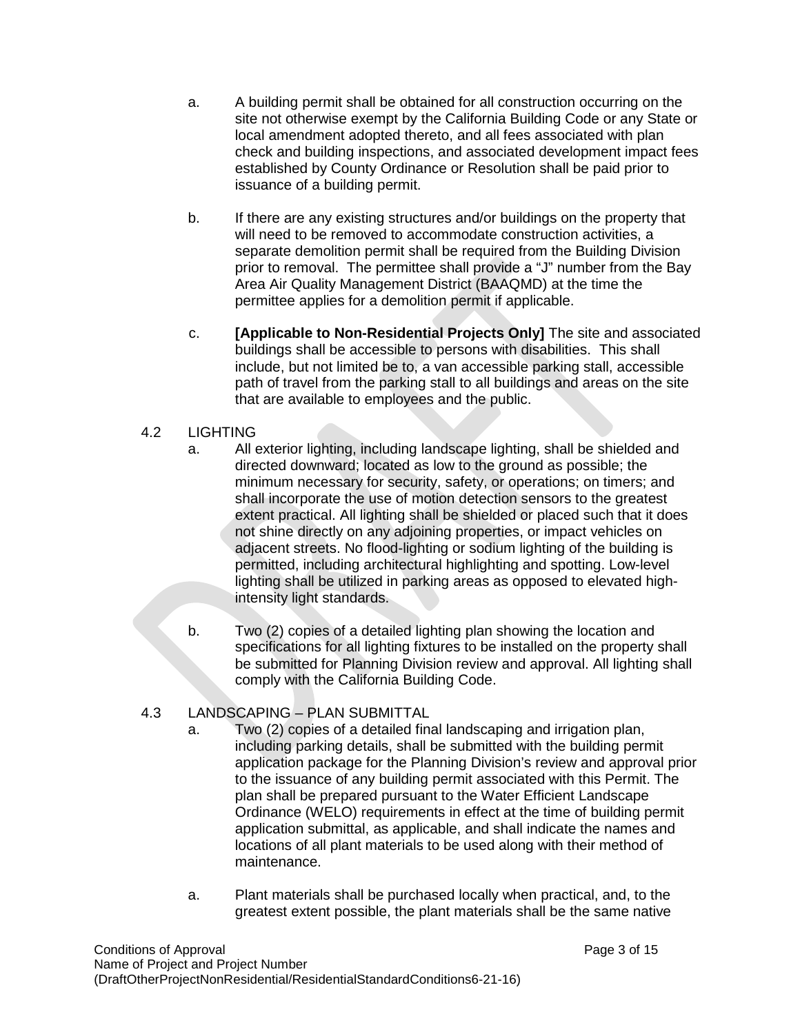a. A building permit shall be obtained for all construction occurring on the site not otherwise exempt by the California Building Code or any State or local amendment adopted thereto, and all fees associated with plan check and building inspections, and associated development impact fees established by County Ordinance or Resolution shall be paid prior to issuance of a building permit.

b. If there are any existing structures and/or buildings on the property that will need to be removed to accommodate construction activities, a separate demolition permit shall be required from the Building Division prior to removal. The permittee shall provide a "J" number from the Bay Area Air Quality Management District (BAAQMD) at the time the permittee applies for a demolition permit if applicable.

c. **[Applicable to Non-Residential Projects Only]** The site and associated buildings shall be accessible to persons with disabilities. This shall include, but not limited be to, a van accessible parking stall, accessible path of travel from the parking stall to all buildings and areas on the site that are available to employees and the public.

4.2 LIGHTING

a. All exterior lighting, including landscape lighting, shall be shielded and directed downward; located as low to the ground as possible; the minimum necessary for security, safety, or operations; on timers; and shall incorporate the use of motion detection sensors to the greatest extent practical. All lighting shall be shielded or placed such that it does not shine directly on any adjoining properties, or impact vehicles on adjacent streets. No flood-lighting or sodium lighting of the building is permitted, including architectural highlighting and spotting. Low-level lighting shall be utilized in parking areas as opposed to elevated high-intensity light standards.

b. Two (2) copies of a detailed lighting plan showing the location and specifications for all lighting fixtures to be installed on the property shall be submitted for Planning Division review and approval. All lighting shall comply with the California Building Code.

4.3 LANDSCAPING – PLAN SUBMITTAL

a. Two (2) copies of a detailed final landscaping and irrigation plan, including parking details, shall be submitted with the building permit application package for the Planning Division's review and approval prior to the issuance of any building permit associated with this Permit. The plan shall be prepared pursuant to the Water Efficient Landscape Ordinance (WELO) requirements in effect at the time of building permit application submittal, as applicable, and shall indicate the names and locations of all plant materials to be used along with their method of maintenance.

a. Plant materials shall be purchased locally when practical, and, to the greatest extent possible, the plant materials shall be the same native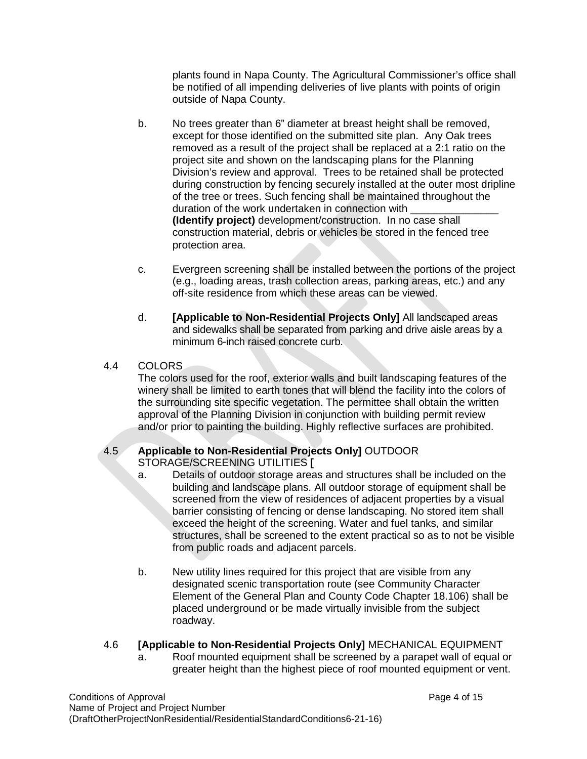plants found in Napa County. The Agricultural Commissioner's office shall be notified of all impending deliveries of live plants with points of origin outside of Napa County.

b. No trees greater than 6" diameter at breast height shall be removed, except for those identified on the submitted site plan. Any Oak trees removed as a result of the project shall be replaced at a 2:1 ratio on the project site and shown on the landscaping plans for the Planning Division's review and approval. Trees to be retained shall be protected during construction by fencing securely installed at the outer most dripline of the tree or trees. Such fencing shall be maintained throughout the duration of the work undertaken in connection with _______________ **(Identify project)** development/construction. In no case shall construction material, debris or vehicles be stored in the fenced tree protection area.

c. Evergreen screening shall be installed between the portions of the project (e.g., loading areas, trash collection areas, parking areas, etc.) and any off-site residence from which these areas can be viewed.

d. **[Applicable to Non-Residential Projects Only]** All landscaped areas and sidewalks shall be separated from parking and drive aisle areas by a minimum 6-inch raised concrete curb.

4.4 COLORS

The colors used for the roof, exterior walls and built landscaping features of the winery shall be limited to earth tones that will blend the facility into the colors of the surrounding site specific vegetation. The permittee shall obtain the written approval of the Planning Division in conjunction with building permit review and/or prior to painting the building. Highly reflective surfaces are prohibited.

4.5 **Applicable to Non-Residential Projects Only]** OUTDOOR STORAGE/SCREENING UTILITIES **[**

a. Details of outdoor storage areas and structures shall be included on the building and landscape plans. All outdoor storage of equipment shall be screened from the view of residences of adjacent properties by a visual barrier consisting of fencing or dense landscaping. No stored item shall exceed the height of the screening. Water and fuel tanks, and similar structures, shall be screened to the extent practical so as to not be visible from public roads and adjacent parcels.

b. New utility lines required for this project that are visible from any designated scenic transportation route (see Community Character Element of the General Plan and County Code Chapter 18.106) shall be placed underground or be made virtually invisible from the subject roadway.

4.6 **[Applicable to Non-Residential Projects Only]** MECHANICAL EQUIPMENT

a. Roof mounted equipment shall be screened by a parapet wall of equal or greater height than the highest piece of roof mounted equipment or vent.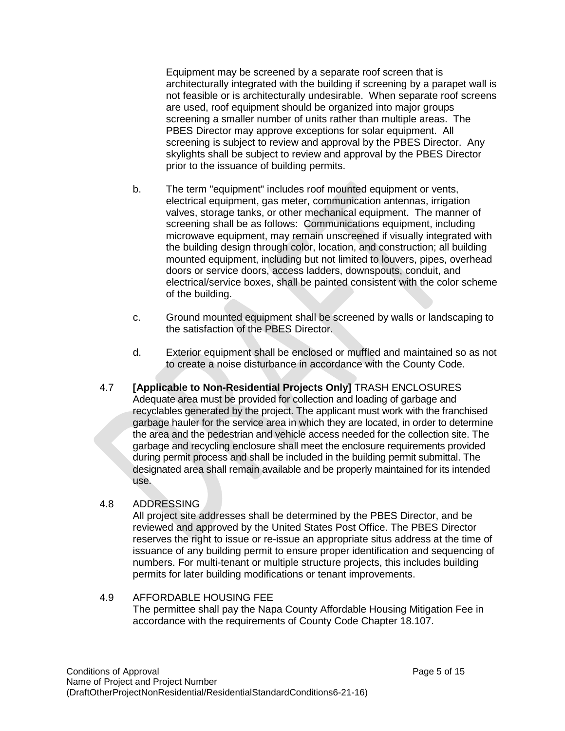Equipment may be screened by a separate roof screen that is architecturally integrated with the building if screening by a parapet wall is not feasible or is architecturally undesirable. When separate roof screens are used, roof equipment should be organized into major groups screening a smaller number of units rather than multiple areas. The PBES Director may approve exceptions for solar equipment. All screening is subject to review and approval by the PBES Director. Any skylights shall be subject to review and approval by the PBES Director prior to the issuance of building permits.

b. The term "equipment" includes roof mounted equipment or vents, electrical equipment, gas meter, communication antennas, irrigation valves, storage tanks, or other mechanical equipment. The manner of screening shall be as follows: Communications equipment, including microwave equipment, may remain unscreened if visually integrated with the building design through color, location, and construction; all building mounted equipment, including but not limited to louvers, pipes, overhead doors or service doors, access ladders, downspouts, conduit, and electrical/service boxes, shall be painted consistent with the color scheme of the building.

c. Ground mounted equipment shall be screened by walls or landscaping to the satisfaction of the PBES Director.

d. Exterior equipment shall be enclosed or muffled and maintained so as not to create a noise disturbance in accordance with the County Code.

4.7 **[Applicable to Non-Residential Projects Only]** TRASH ENCLOSURES
Adequate area must be provided for collection and loading of garbage and recyclables generated by the project. The applicant must work with the franchised garbage hauler for the service area in which they are located, in order to determine the area and the pedestrian and vehicle access needed for the collection site. The garbage and recycling enclosure shall meet the enclosure requirements provided during permit process and shall be included in the building permit submittal. The designated area shall remain available and be properly maintained for its intended use.

4.8 ADDRESSING
All project site addresses shall be determined by the PBES Director, and be reviewed and approved by the United States Post Office. The PBES Director reserves the right to issue or re-issue an appropriate situs address at the time of issuance of any building permit to ensure proper identification and sequencing of numbers. For multi-tenant or multiple structure projects, this includes building permits for later building modifications or tenant improvements.

4.9 AFFORDABLE HOUSING FEE
The permittee shall pay the Napa County Affordable Housing Mitigation Fee in accordance with the requirements of County Code Chapter 18.107.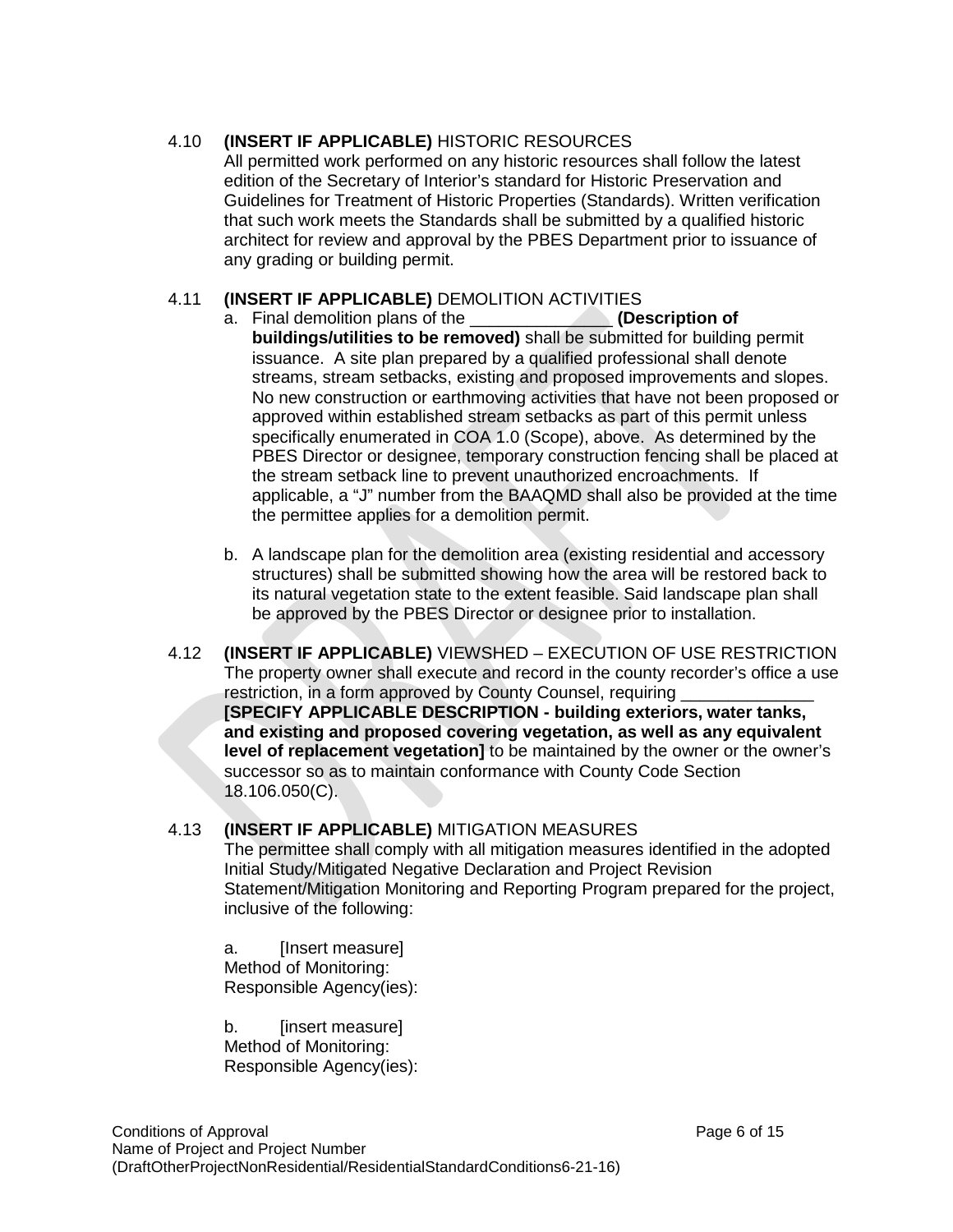4.10 **(INSERT IF APPLICABLE)** HISTORIC RESOURCES

All permitted work performed on any historic resources shall follow the latest edition of the Secretary of Interior's standard for Historic Preservation and Guidelines for Treatment of Historic Properties (Standards). Written verification that such work meets the Standards shall be submitted by a qualified historic architect for review and approval by the PBES Department prior to issuance of any grading or building permit.

4.11 **(INSERT IF APPLICABLE)** DEMOLITION ACTIVITIES

a. Final demolition plans of the _______________ **(Description of buildings/utilities to be removed)** shall be submitted for building permit issuance. A site plan prepared by a qualified professional shall denote streams, stream setbacks, existing and proposed improvements and slopes. No new construction or earthmoving activities that have not been proposed or approved within established stream setbacks as part of this permit unless specifically enumerated in COA 1.0 (Scope), above. As determined by the PBES Director or designee, temporary construction fencing shall be placed at the stream setback line to prevent unauthorized encroachments. If applicable, a "J" number from the BAAQMD shall also be provided at the time the permittee applies for a demolition permit.

b. A landscape plan for the demolition area (existing residential and accessory structures) shall be submitted showing how the area will be restored back to its natural vegetation state to the extent feasible. Said landscape plan shall be approved by the PBES Director or designee prior to installation.

4.12 **(INSERT IF APPLICABLE)** VIEWSHED – EXECUTION OF USE RESTRICTION

The property owner shall execute and record in the county recorder's office a use restriction, in a form approved by County Counsel, requiring ______________ **[SPECIFY APPLICABLE DESCRIPTION - building exteriors, water tanks, and existing and proposed covering vegetation, as well as any equivalent level of replacement vegetation]** to be maintained by the owner or the owner's successor so as to maintain conformance with County Code Section 18.106.050(C).

4.13 **(INSERT IF APPLICABLE)** MITIGATION MEASURES

The permittee shall comply with all mitigation measures identified in the adopted Initial Study/Mitigated Negative Declaration and Project Revision Statement/Mitigation Monitoring and Reporting Program prepared for the project, inclusive of the following:

a. [Insert measure]
Method of Monitoring:
Responsible Agency(ies):

b. [insert measure]
Method of Monitoring:
Responsible Agency(ies):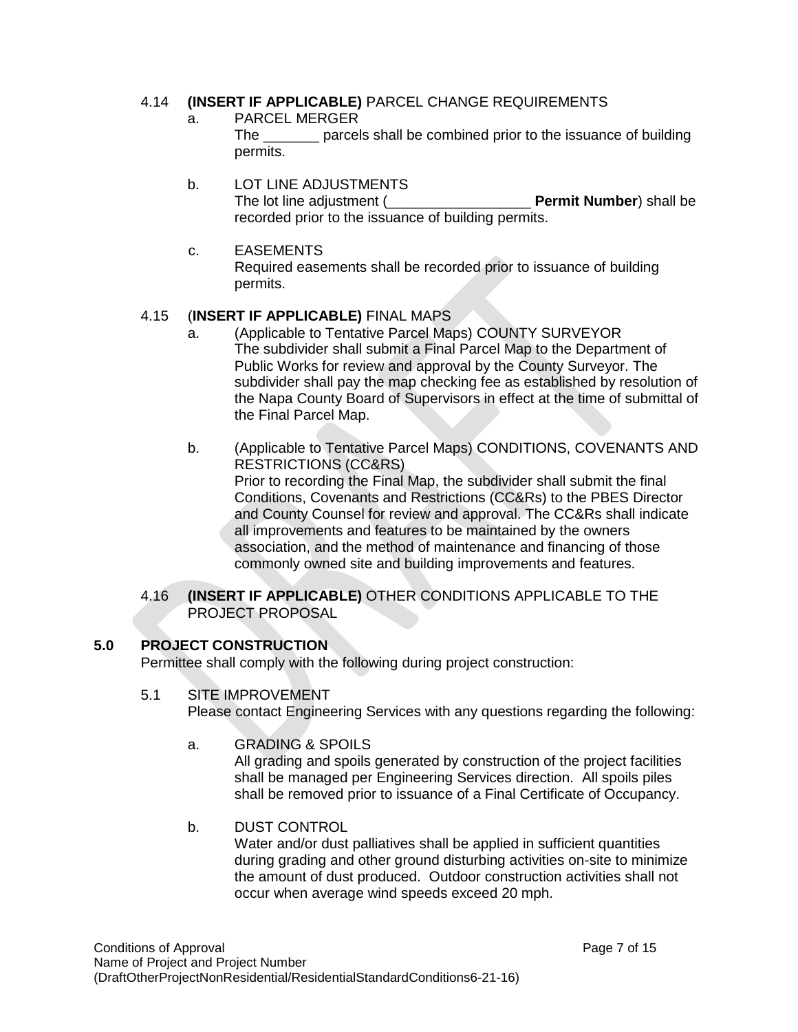4.14 **(INSERT IF APPLICABLE)** PARCEL CHANGE REQUIREMENTS

a. PARCEL MERGER
The _______ parcels shall be combined prior to the issuance of building permits.

b. LOT LINE ADJUSTMENTS
The lot line adjustment (__________________ **Permit Number**) shall be recorded prior to the issuance of building permits.

c. EASEMENTS
Required easements shall be recorded prior to issuance of building permits.

4.15 (**INSERT IF APPLICABLE)** FINAL MAPS

a. (Applicable to Tentative Parcel Maps) COUNTY SURVEYOR
The subdivider shall submit a Final Parcel Map to the Department of Public Works for review and approval by the County Surveyor. The subdivider shall pay the map checking fee as established by resolution of the Napa County Board of Supervisors in effect at the time of submittal of the Final Parcel Map.

b. (Applicable to Tentative Parcel Maps) CONDITIONS, COVENANTS AND RESTRICTIONS (CC&RS)
Prior to recording the Final Map, the subdivider shall submit the final Conditions, Covenants and Restrictions (CC&Rs) to the PBES Director and County Counsel for review and approval. The CC&Rs shall indicate all improvements and features to be maintained by the owners association, and the method of maintenance and financing of those commonly owned site and building improvements and features.

4.16 **(INSERT IF APPLICABLE)** OTHER CONDITIONS APPLICABLE TO THE PROJECT PROPOSAL

## 5.0 PROJECT CONSTRUCTION

Permittee shall comply with the following during project construction:

5.1 SITE IMPROVEMENT
Please contact Engineering Services with any questions regarding the following:

a. GRADING & SPOILS
All grading and spoils generated by construction of the project facilities shall be managed per Engineering Services direction. All spoils piles shall be removed prior to issuance of a Final Certificate of Occupancy.

b. DUST CONTROL
Water and/or dust palliatives shall be applied in sufficient quantities during grading and other ground disturbing activities on-site to minimize the amount of dust produced. Outdoor construction activities shall not occur when average wind speeds exceed 20 mph.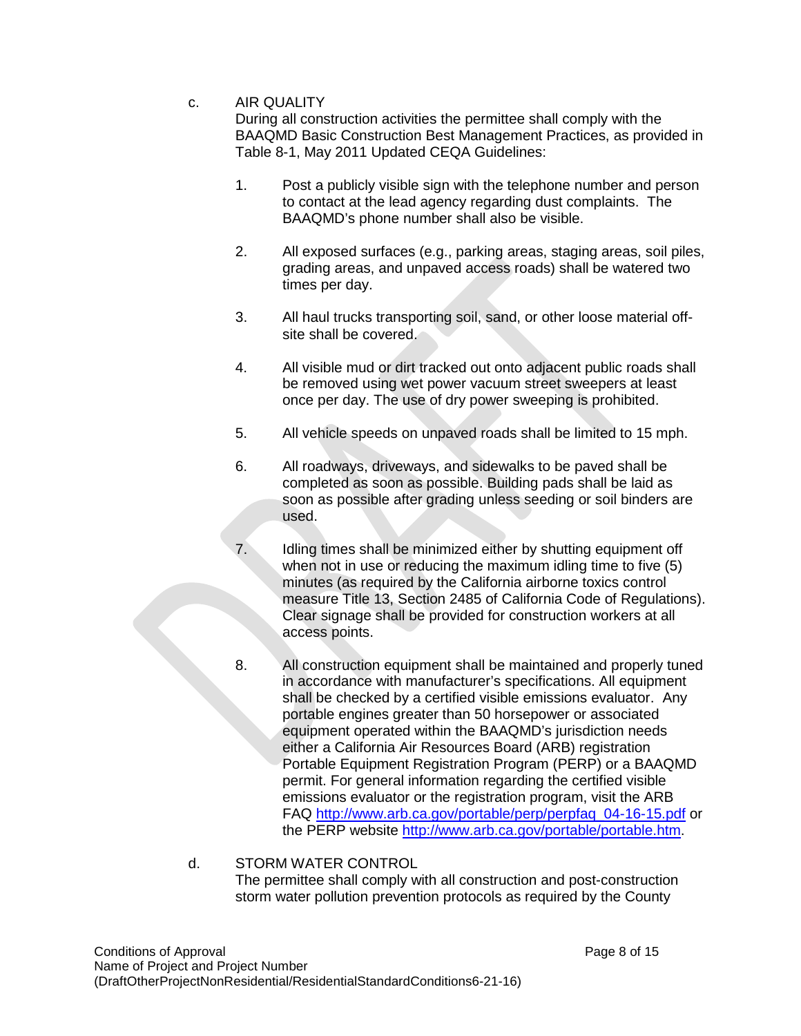c. AIR QUALITY

During all construction activities the permittee shall comply with the BAAQMD Basic Construction Best Management Practices, as provided in Table 8-1, May 2011 Updated CEQA Guidelines:

1. Post a publicly visible sign with the telephone number and person to contact at the lead agency regarding dust complaints. The BAAQMD's phone number shall also be visible.

2. All exposed surfaces (e.g., parking areas, staging areas, soil piles, grading areas, and unpaved access roads) shall be watered two times per day.

3. All haul trucks transporting soil, sand, or other loose material off-site shall be covered.

4. All visible mud or dirt tracked out onto adjacent public roads shall be removed using wet power vacuum street sweepers at least once per day. The use of dry power sweeping is prohibited.

5. All vehicle speeds on unpaved roads shall be limited to 15 mph.

6. All roadways, driveways, and sidewalks to be paved shall be completed as soon as possible. Building pads shall be laid as soon as possible after grading unless seeding or soil binders are used.

7. Idling times shall be minimized either by shutting equipment off when not in use or reducing the maximum idling time to five (5) minutes (as required by the California airborne toxics control measure Title 13, Section 2485 of California Code of Regulations). Clear signage shall be provided for construction workers at all access points.

8. All construction equipment shall be maintained and properly tuned in accordance with manufacturer's specifications. All equipment shall be checked by a certified visible emissions evaluator. Any portable engines greater than 50 horsepower or associated equipment operated within the BAAQMD's jurisdiction needs either a California Air Resources Board (ARB) registration Portable Equipment Registration Program (PERP) or a BAAQMD permit. For general information regarding the certified visible emissions evaluator or the registration program, visit the ARB FAQ http://www.arb.ca.gov/portable/perp/perpfaq_04-16-15.pdf or the PERP website http://www.arb.ca.gov/portable/portable.htm.

d. STORM WATER CONTROL

The permittee shall comply with all construction and post-construction storm water pollution prevention protocols as required by the County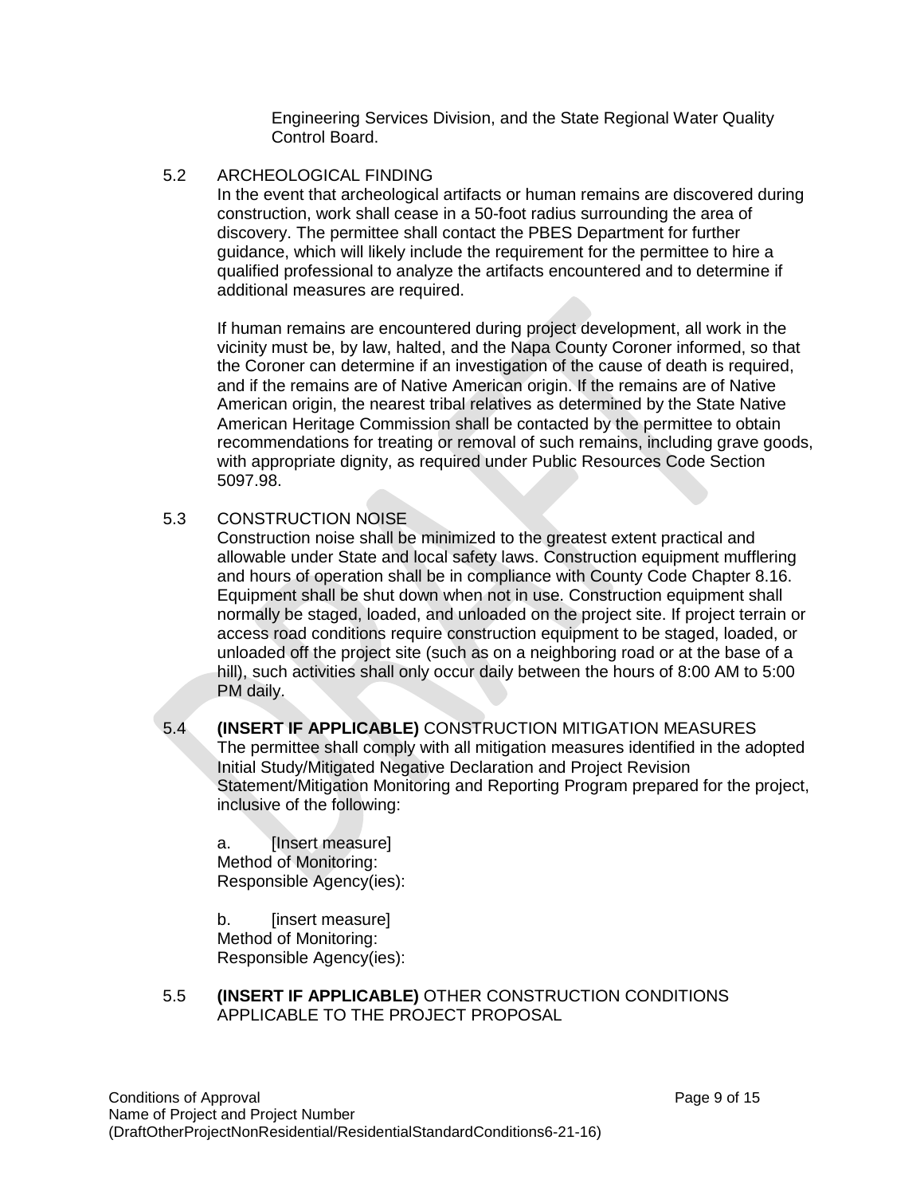Engineering Services Division, and the State Regional Water Quality Control Board.

5.2 ARCHEOLOGICAL FINDING

In the event that archeological artifacts or human remains are discovered during construction, work shall cease in a 50-foot radius surrounding the area of discovery. The permittee shall contact the PBES Department for further guidance, which will likely include the requirement for the permittee to hire a qualified professional to analyze the artifacts encountered and to determine if additional measures are required.

If human remains are encountered during project development, all work in the vicinity must be, by law, halted, and the Napa County Coroner informed, so that the Coroner can determine if an investigation of the cause of death is required, and if the remains are of Native American origin. If the remains are of Native American origin, the nearest tribal relatives as determined by the State Native American Heritage Commission shall be contacted by the permittee to obtain recommendations for treating or removal of such remains, including grave goods, with appropriate dignity, as required under Public Resources Code Section 5097.98.

5.3 CONSTRUCTION NOISE

Construction noise shall be minimized to the greatest extent practical and allowable under State and local safety laws. Construction equipment mufflering and hours of operation shall be in compliance with County Code Chapter 8.16. Equipment shall be shut down when not in use. Construction equipment shall normally be staged, loaded, and unloaded on the project site. If project terrain or access road conditions require construction equipment to be staged, loaded, or unloaded off the project site (such as on a neighboring road or at the base of a hill), such activities shall only occur daily between the hours of 8:00 AM to 5:00 PM daily.

5.4 **(INSERT IF APPLICABLE)** CONSTRUCTION MITIGATION MEASURES

The permittee shall comply with all mitigation measures identified in the adopted Initial Study/Mitigated Negative Declaration and Project Revision Statement/Mitigation Monitoring and Reporting Program prepared for the project, inclusive of the following:

a. [Insert measure]
Method of Monitoring:
Responsible Agency(ies):

b. [insert measure]
Method of Monitoring:
Responsible Agency(ies):

5.5 **(INSERT IF APPLICABLE)** OTHER CONSTRUCTION CONDITIONS APPLICABLE TO THE PROJECT PROPOSAL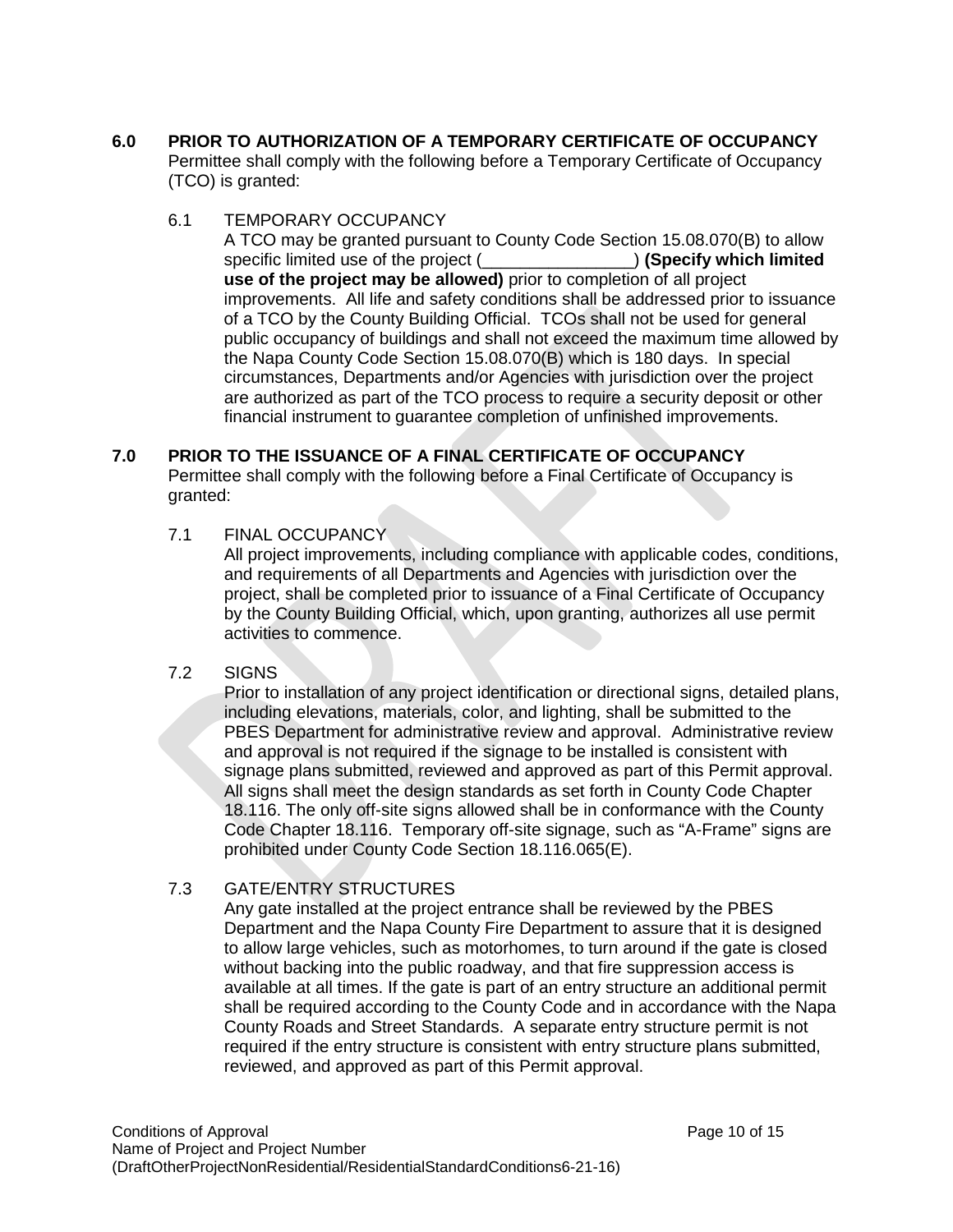## 6.0 PRIOR TO AUTHORIZATION OF A TEMPORARY CERTIFICATE OF OCCUPANCY

Permittee shall comply with the following before a Temporary Certificate of Occupancy (TCO) is granted:

### 6.1 TEMPORARY OCCUPANCY

A TCO may be granted pursuant to County Code Section 15.08.070(B) to allow specific limited use of the project (________________) **(Specify which limited use of the project may be allowed)** prior to completion of all project improvements. All life and safety conditions shall be addressed prior to issuance of a TCO by the County Building Official. TCOs shall not be used for general public occupancy of buildings and shall not exceed the maximum time allowed by the Napa County Code Section 15.08.070(B) which is 180 days. In special circumstances, Departments and/or Agencies with jurisdiction over the project are authorized as part of the TCO process to require a security deposit or other financial instrument to guarantee completion of unfinished improvements.

## 7.0 PRIOR TO THE ISSUANCE OF A FINAL CERTIFICATE OF OCCUPANCY

Permittee shall comply with the following before a Final Certificate of Occupancy is granted:

### 7.1 FINAL OCCUPANCY

All project improvements, including compliance with applicable codes, conditions, and requirements of all Departments and Agencies with jurisdiction over the project, shall be completed prior to issuance of a Final Certificate of Occupancy by the County Building Official, which, upon granting, authorizes all use permit activities to commence.

### 7.2 SIGNS

Prior to installation of any project identification or directional signs, detailed plans, including elevations, materials, color, and lighting, shall be submitted to the PBES Department for administrative review and approval. Administrative review and approval is not required if the signage to be installed is consistent with signage plans submitted, reviewed and approved as part of this Permit approval. All signs shall meet the design standards as set forth in County Code Chapter 18.116. The only off-site signs allowed shall be in conformance with the County Code Chapter 18.116. Temporary off-site signage, such as "A-Frame" signs are prohibited under County Code Section 18.116.065(E).

### 7.3 GATE/ENTRY STRUCTURES

Any gate installed at the project entrance shall be reviewed by the PBES Department and the Napa County Fire Department to assure that it is designed to allow large vehicles, such as motorhomes, to turn around if the gate is closed without backing into the public roadway, and that fire suppression access is available at all times. If the gate is part of an entry structure an additional permit shall be required according to the County Code and in accordance with the Napa County Roads and Street Standards. A separate entry structure permit is not required if the entry structure is consistent with entry structure plans submitted, reviewed, and approved as part of this Permit approval.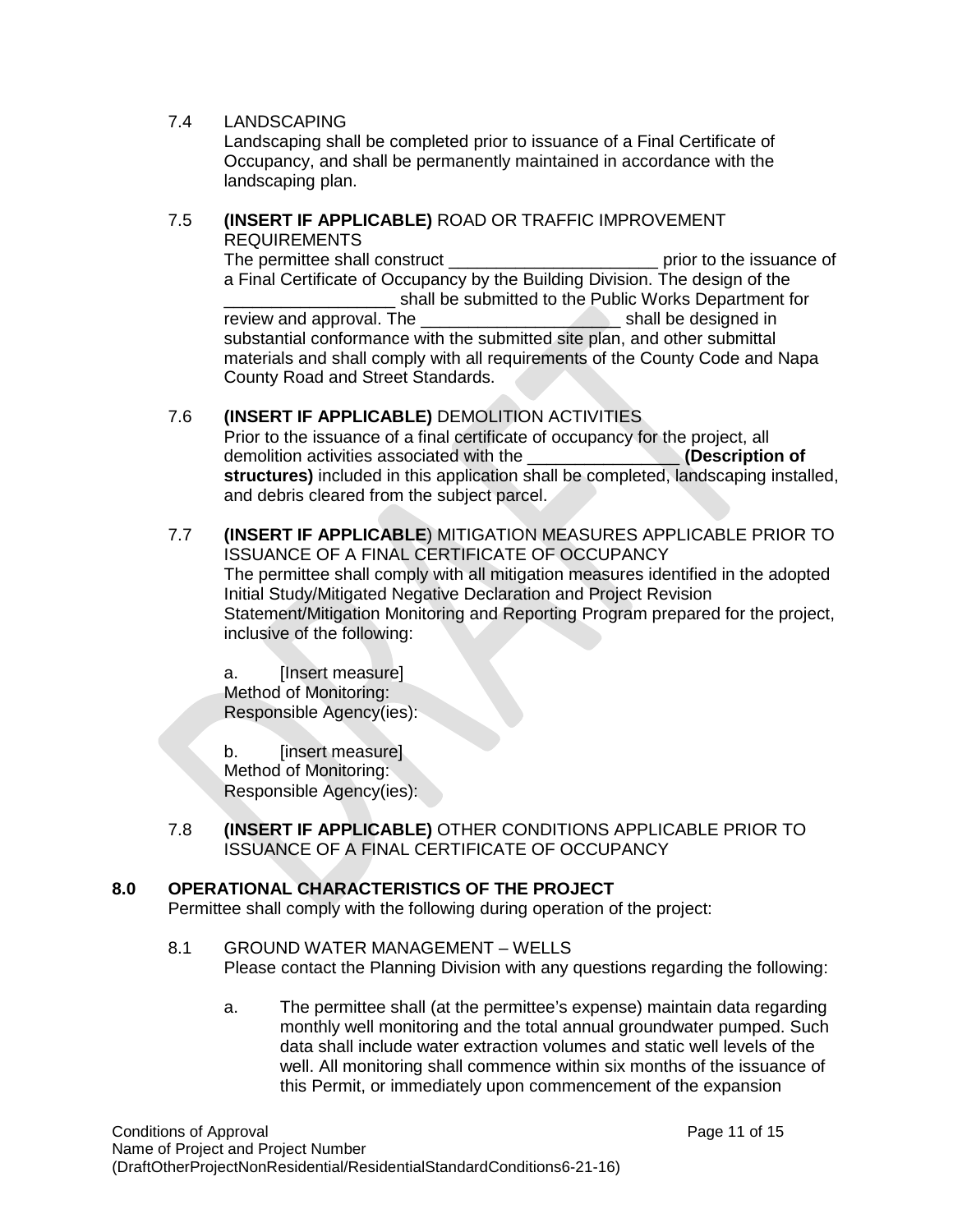7.4 LANDSCAPING

Landscaping shall be completed prior to issuance of a Final Certificate of Occupancy, and shall be permanently maintained in accordance with the landscaping plan.

7.5 **(INSERT IF APPLICABLE)** ROAD OR TRAFFIC IMPROVEMENT REQUIREMENTS

The permittee shall construct ______________________ prior to the issuance of a Final Certificate of Occupancy by the Building Division. The design of the __________________ shall be submitted to the Public Works Department for review and approval. The ____________________ shall be designed in substantial conformance with the submitted site plan, and other submittal materials and shall comply with all requirements of the County Code and Napa County Road and Street Standards.

7.6 **(INSERT IF APPLICABLE)** DEMOLITION ACTIVITIES

Prior to the issuance of a final certificate of occupancy for the project, all demolition activities associated with the ________________ **(Description of structures)** included in this application shall be completed, landscaping installed, and debris cleared from the subject parcel.

7.7 **(INSERT IF APPLICABLE**) MITIGATION MEASURES APPLICABLE PRIOR TO ISSUANCE OF A FINAL CERTIFICATE OF OCCUPANCY

The permittee shall comply with all mitigation measures identified in the adopted Initial Study/Mitigated Negative Declaration and Project Revision Statement/Mitigation Monitoring and Reporting Program prepared for the project, inclusive of the following:

a. [Insert measure]
Method of Monitoring:
Responsible Agency(ies):

b. [insert measure]
Method of Monitoring:
Responsible Agency(ies):

7.8 **(INSERT IF APPLICABLE)** OTHER CONDITIONS APPLICABLE PRIOR TO ISSUANCE OF A FINAL CERTIFICATE OF OCCUPANCY

## 8.0 OPERATIONAL CHARACTERISTICS OF THE PROJECT

Permittee shall comply with the following during operation of the project:

8.1 GROUND WATER MANAGEMENT – WELLS

Please contact the Planning Division with any questions regarding the following:

a. The permittee shall (at the permittee's expense) maintain data regarding monthly well monitoring and the total annual groundwater pumped. Such data shall include water extraction volumes and static well levels of the well. All monitoring shall commence within six months of the issuance of this Permit, or immediately upon commencement of the expansion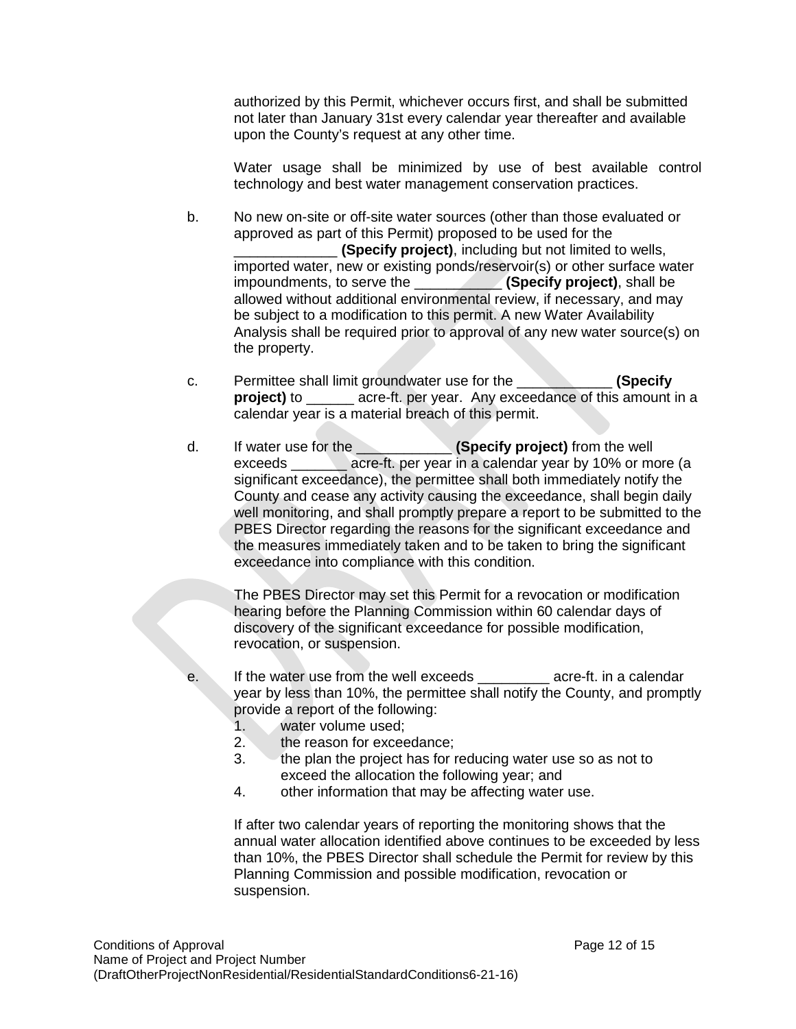authorized by this Permit, whichever occurs first, and shall be submitted not later than January 31st every calendar year thereafter and available upon the County's request at any other time.

Water usage shall be minimized by use of best available control technology and best water management conservation practices.

b. No new on-site or off-site water sources (other than those evaluated or approved as part of this Permit) proposed to be used for the _____________ **(Specify project)**, including but not limited to wells, imported water, new or existing ponds/reservoir(s) or other surface water impoundments, to serve the ___________ **(Specify project)**, shall be allowed without additional environmental review, if necessary, and may be subject to a modification to this permit. A new Water Availability Analysis shall be required prior to approval of any new water source(s) on the property.

c. Permittee shall limit groundwater use for the ____________ **(Specify project)** to ______ acre-ft. per year. Any exceedance of this amount in a calendar year is a material breach of this permit.

d. If water use for the ____________ **(Specify project)** from the well exceeds _______ acre-ft. per year in a calendar year by 10% or more (a significant exceedance), the permittee shall both immediately notify the County and cease any activity causing the exceedance, shall begin daily well monitoring, and shall promptly prepare a report to be submitted to the PBES Director regarding the reasons for the significant exceedance and the measures immediately taken and to be taken to bring the significant exceedance into compliance with this condition.

The PBES Director may set this Permit for a revocation or modification hearing before the Planning Commission within 60 calendar days of discovery of the significant exceedance for possible modification, revocation, or suspension.

e. If the water use from the well exceeds _________ acre-ft. in a calendar year by less than 10%, the permittee shall notify the County, and promptly provide a report of the following:
1. water volume used;
2. the reason for exceedance;
3. the plan the project has for reducing water use so as not to exceed the allocation the following year; and
4. other information that may be affecting water use.

If after two calendar years of reporting the monitoring shows that the annual water allocation identified above continues to be exceeded by less than 10%, the PBES Director shall schedule the Permit for review by this Planning Commission and possible modification, revocation or suspension.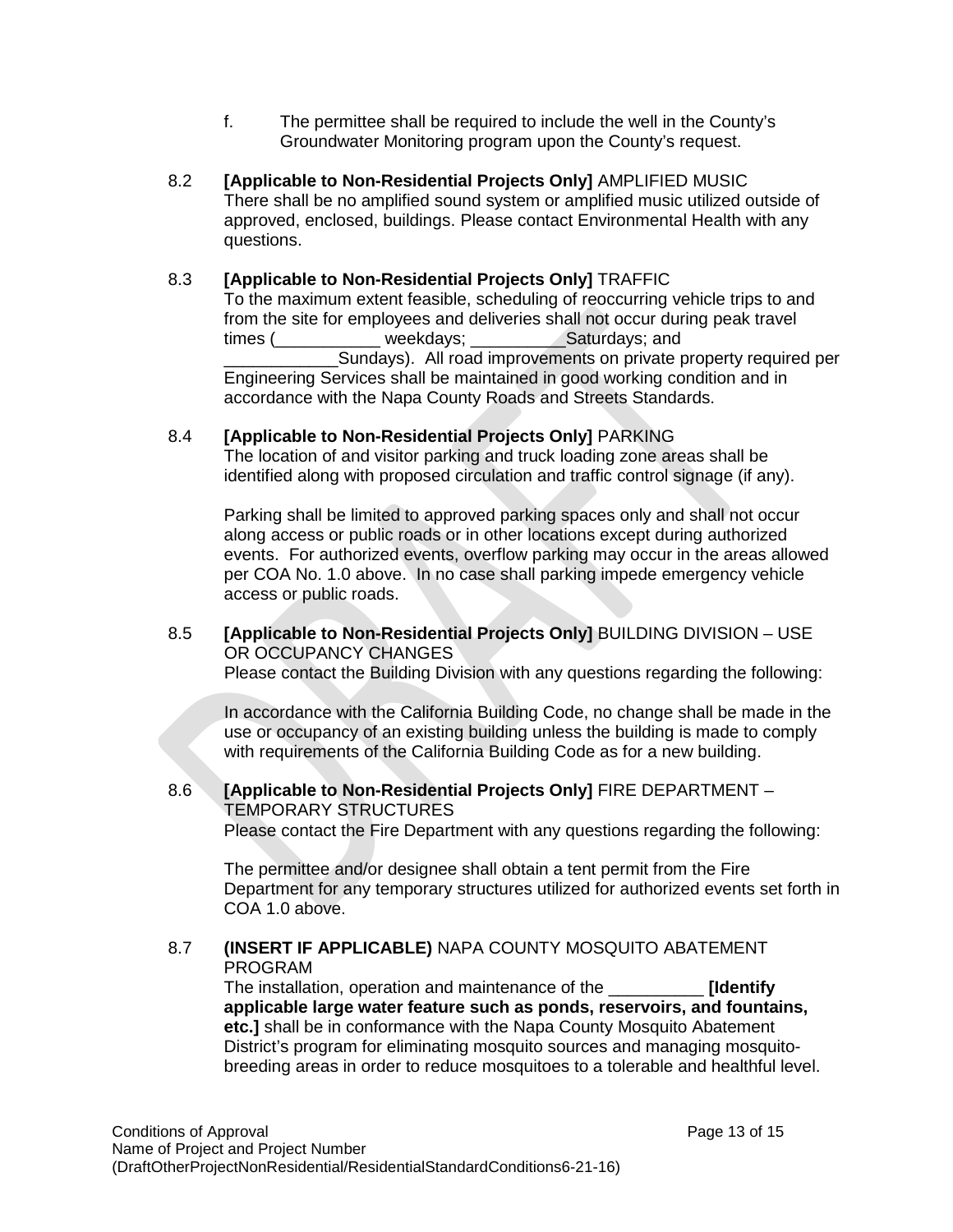f. The permittee shall be required to include the well in the County's Groundwater Monitoring program upon the County's request.

8.2 **[Applicable to Non-Residential Projects Only]** AMPLIFIED MUSIC
There shall be no amplified sound system or amplified music utilized outside of approved, enclosed, buildings. Please contact Environmental Health with any questions.

8.3 **[Applicable to Non-Residential Projects Only]** TRAFFIC
To the maximum extent feasible, scheduling of reoccurring vehicle trips to and from the site for employees and deliveries shall not occur during peak travel times (___________ weekdays; __________Saturdays; and ____________Sundays). All road improvements on private property required per Engineering Services shall be maintained in good working condition and in accordance with the Napa County Roads and Streets Standards.

8.4 **[Applicable to Non-Residential Projects Only]** PARKING
The location of and visitor parking and truck loading zone areas shall be identified along with proposed circulation and traffic control signage (if any).

Parking shall be limited to approved parking spaces only and shall not occur along access or public roads or in other locations except during authorized events. For authorized events, overflow parking may occur in the areas allowed per COA No. 1.0 above. In no case shall parking impede emergency vehicle access or public roads.

8.5 **[Applicable to Non-Residential Projects Only]** BUILDING DIVISION – USE OR OCCUPANCY CHANGES
Please contact the Building Division with any questions regarding the following:

In accordance with the California Building Code, no change shall be made in the use or occupancy of an existing building unless the building is made to comply with requirements of the California Building Code as for a new building.

8.6 **[Applicable to Non-Residential Projects Only]** FIRE DEPARTMENT – TEMPORARY STRUCTURES
Please contact the Fire Department with any questions regarding the following:

The permittee and/or designee shall obtain a tent permit from the Fire Department for any temporary structures utilized for authorized events set forth in COA 1.0 above.

8.7 **(INSERT IF APPLICABLE)** NAPA COUNTY MOSQUITO ABATEMENT PROGRAM
The installation, operation and maintenance of the __________ **[Identify applicable large water feature such as ponds, reservoirs, and fountains, etc.]** shall be in conformance with the Napa County Mosquito Abatement District's program for eliminating mosquito sources and managing mosquito-breeding areas in order to reduce mosquitoes to a tolerable and healthful level.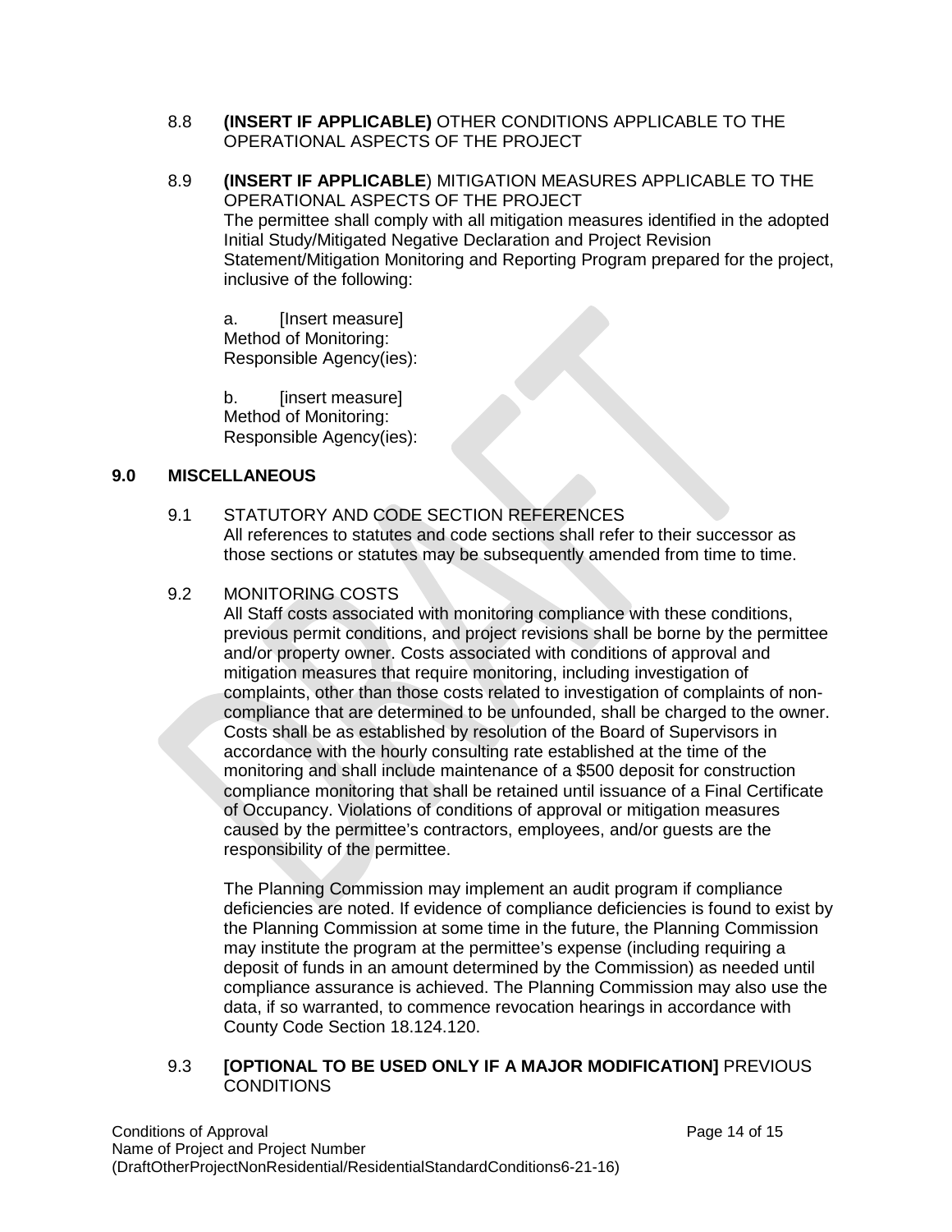8.8 **(INSERT IF APPLICABLE)** OTHER CONDITIONS APPLICABLE TO THE OPERATIONAL ASPECTS OF THE PROJECT

8.9 **(INSERT IF APPLICABLE**) MITIGATION MEASURES APPLICABLE TO THE OPERATIONAL ASPECTS OF THE PROJECT
The permittee shall comply with all mitigation measures identified in the adopted Initial Study/Mitigated Negative Declaration and Project Revision Statement/Mitigation Monitoring and Reporting Program prepared for the project, inclusive of the following:

a. [Insert measure]
Method of Monitoring:
Responsible Agency(ies):

b. [insert measure]
Method of Monitoring:
Responsible Agency(ies):

## 9.0 MISCELLANEOUS

9.1 STATUTORY AND CODE SECTION REFERENCES
All references to statutes and code sections shall refer to their successor as those sections or statutes may be subsequently amended from time to time.

9.2 MONITORING COSTS
All Staff costs associated with monitoring compliance with these conditions, previous permit conditions, and project revisions shall be borne by the permittee and/or property owner. Costs associated with conditions of approval and mitigation measures that require monitoring, including investigation of complaints, other than those costs related to investigation of complaints of non-compliance that are determined to be unfounded, shall be charged to the owner. Costs shall be as established by resolution of the Board of Supervisors in accordance with the hourly consulting rate established at the time of the monitoring and shall include maintenance of a $500 deposit for construction compliance monitoring that shall be retained until issuance of a Final Certificate of Occupancy. Violations of conditions of approval or mitigation measures caused by the permittee's contractors, employees, and/or guests are the responsibility of the permittee.

The Planning Commission may implement an audit program if compliance deficiencies are noted. If evidence of compliance deficiencies is found to exist by the Planning Commission at some time in the future, the Planning Commission may institute the program at the permittee's expense (including requiring a deposit of funds in an amount determined by the Commission) as needed until compliance assurance is achieved. The Planning Commission may also use the data, if so warranted, to commence revocation hearings in accordance with County Code Section 18.124.120.

9.3 **[OPTIONAL TO BE USED ONLY IF A MAJOR MODIFICATION]** PREVIOUS CONDITIONS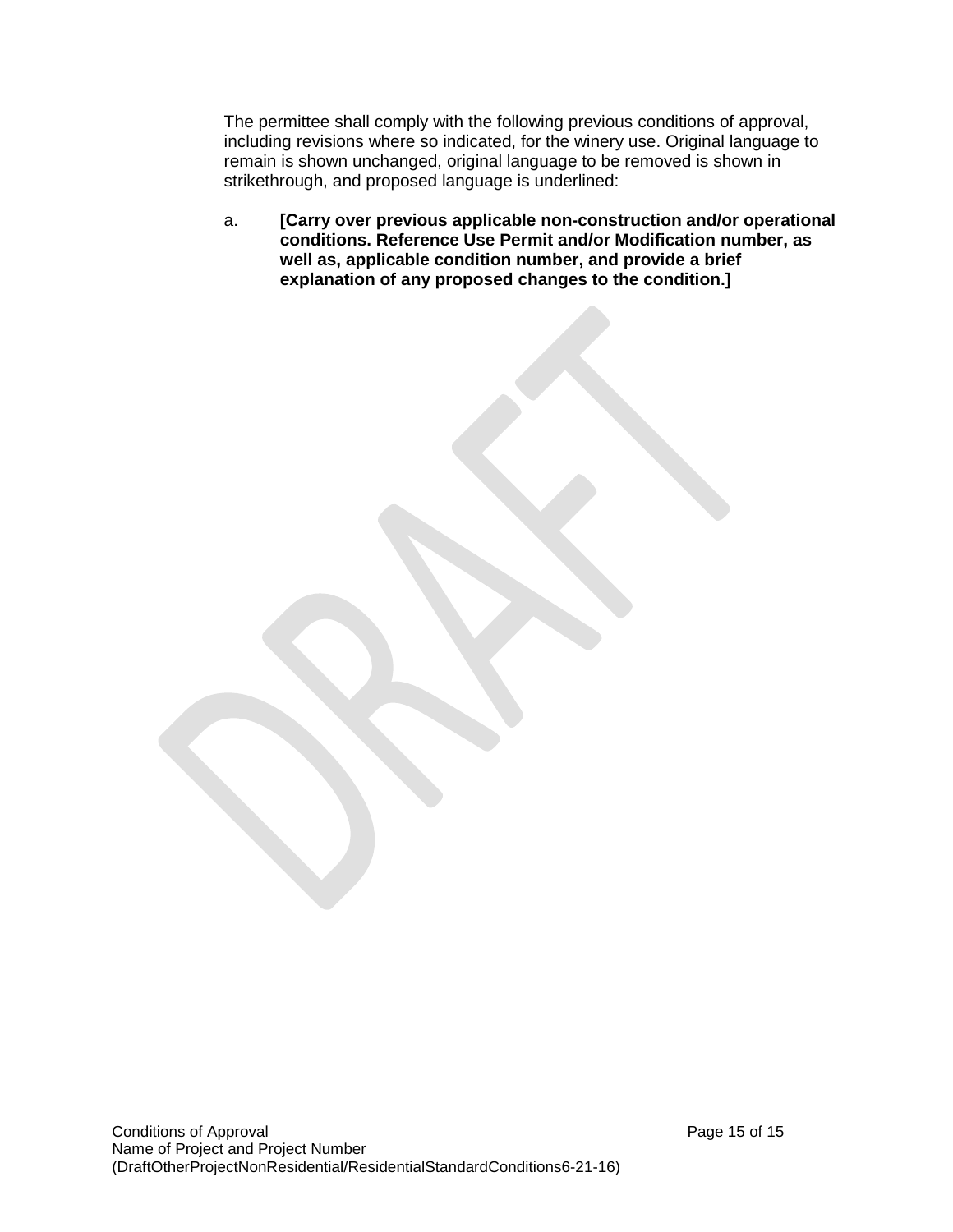The permittee shall comply with the following previous conditions of approval, including revisions where so indicated, for the winery use. Original language to remain is shown unchanged, original language to be removed is shown in strikethrough, and proposed language is underlined:

a. **[Carry over previous applicable non-construction and/or operational conditions. Reference Use Permit and/or Modification number, as well as, applicable condition number, and provide a brief explanation of any proposed changes to the condition.]**